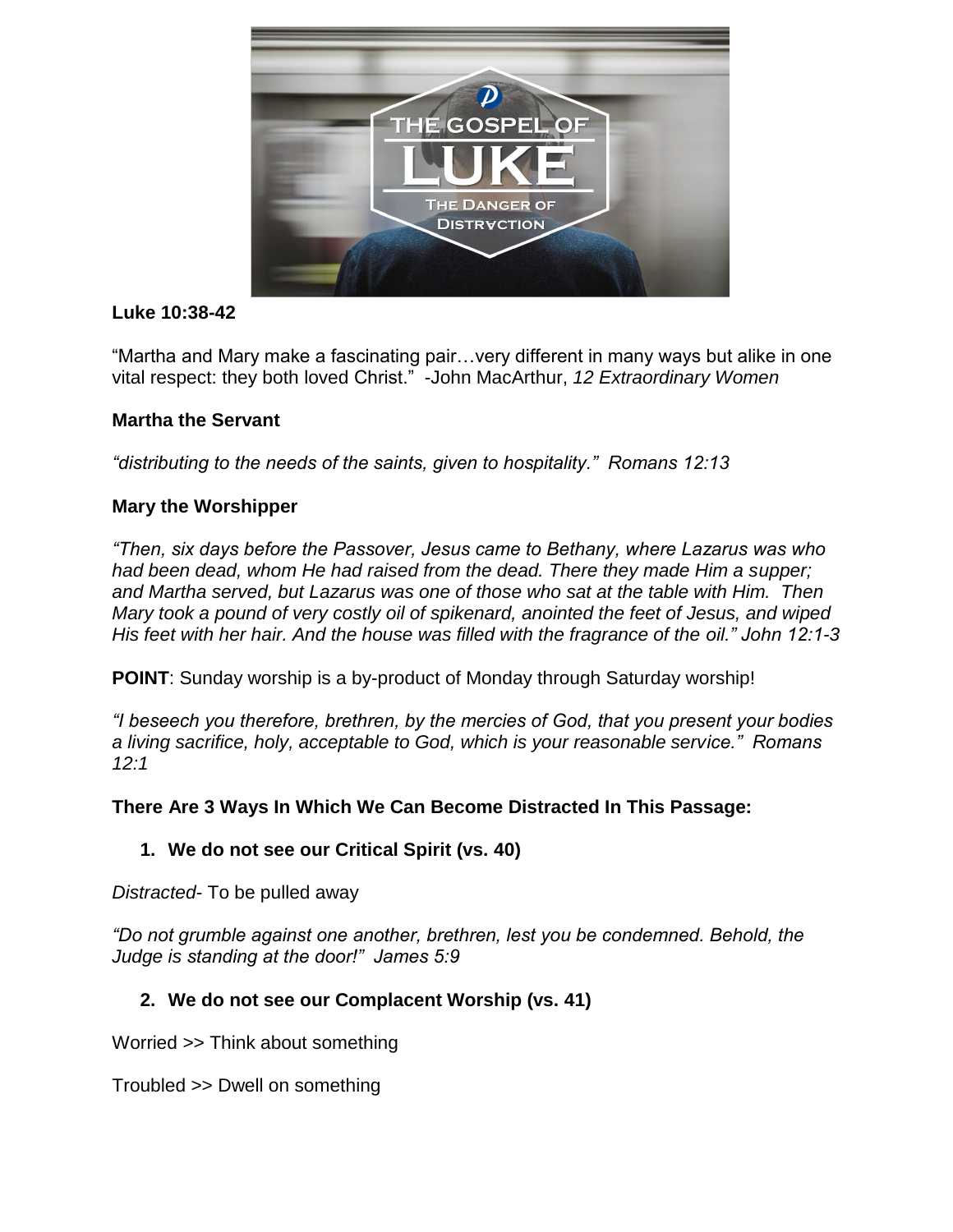**Luke 10:38-42**

"Martha and Mary make a fascinating pair…very different in many ways but alike in one vital respect: they both loved Christ." -John MacArthur, *12 Extraordinary Women*

**Martha the Servant**

*"distributing to the needs of the saints, given to hospitality." Romans 12:13*

**Mary the Worshipper**

*"Then, six days before the Passover, Jesus came to Bethany, where Lazarus was who had been dead, whom He had raised from the dead. There they made Him a supper; and Martha served, but Lazarus was one of those who sat at the table with Him. Then Mary took a pound of very costly oil of spikenard, anointed the feet of Jesus, and wiped His feet with her hair. And the house was filled with the fragrance of the oil." John 12:1-3*

**POINT**: Sunday worship is a by-product of Monday through Saturday worship!

*"I beseech you therefore, brethren, by the mercies of God, that you present your bodies a living sacrifice, holy, acceptable to God, which is your reasonable service." Romans 12:1*

**There Are 3 Ways In Which We Can Become Distracted In This Passage:**

1. **We do not see our Critical Spirit (vs. 40)**

*Distracted*- To be pulled away

*"Do not grumble against one another, brethren, lest you be condemned. Behold, the Judge is standing at the door!" James 5:9*

2. **We do not see our Complacent Worship (vs. 41)**

Worried >> Think about something

Troubled >> Dwell on something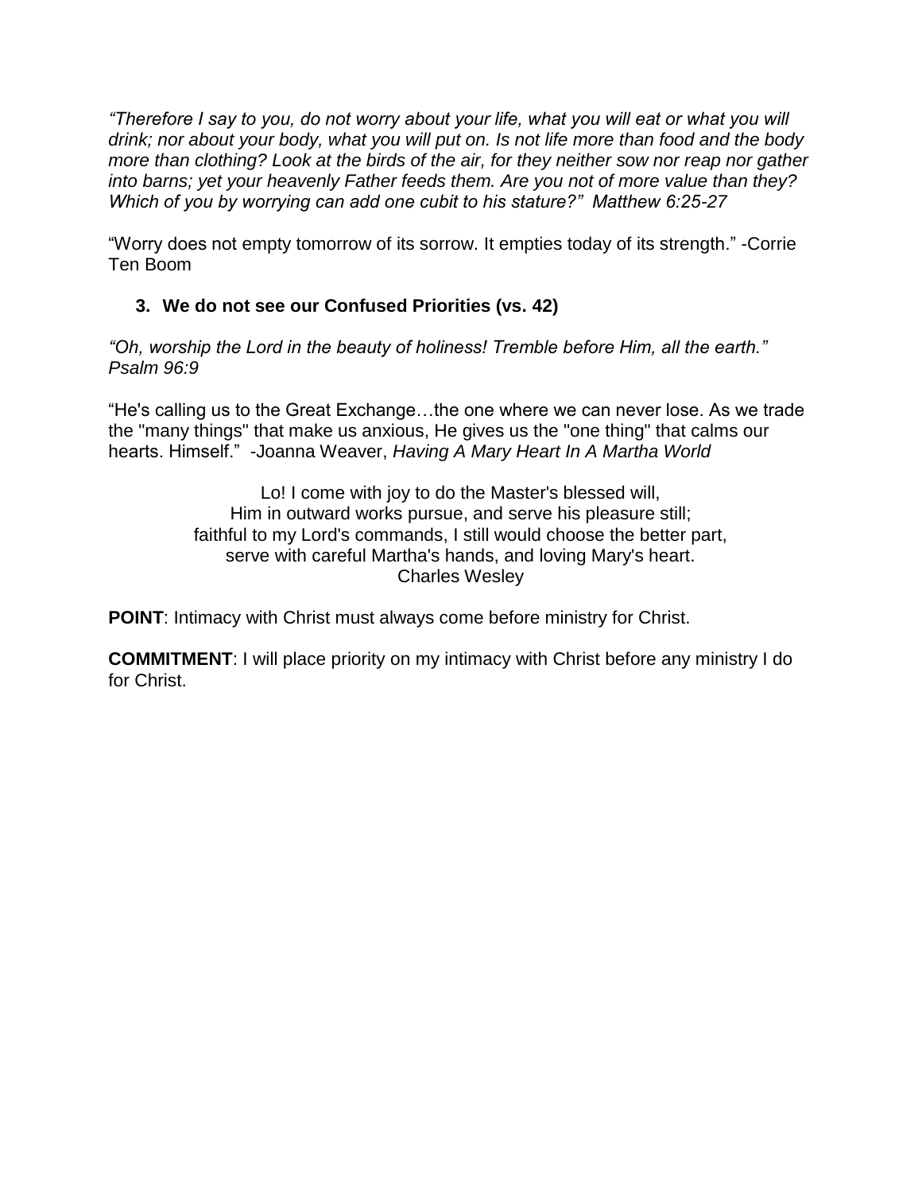*“Therefore I say to you, do not worry about your life, what you will eat or what you will drink; nor about your body, what you will put on. Is not life more than food and the body more than clothing? Look at the birds of the air, for they neither sow nor reap nor gather into barns; yet your heavenly Father feeds them. Are you not of more value than they? Which of you by worrying can add one cubit to his stature?” Matthew 6:25-27*

“Worry does not empty tomorrow of its sorrow. It empties today of its strength.” -Corrie Ten Boom

3. **We do not see our Confused Priorities (vs. 42)**

*“Oh, worship the Lord in the beauty of holiness! Tremble before Him, all the earth.” Psalm 96:9*

“He's calling us to the Great Exchange…the one where we can never lose. As we trade the "many things" that make us anxious, He gives us the "one thing" that calms our hearts. Himself.” -Joanna Weaver, *Having A Mary Heart In A Martha World*

Lo! I come with joy to do the Master's blessed will,
Him in outward works pursue, and serve his pleasure still;
faithful to my Lord's commands, I still would choose the better part,
serve with careful Martha's hands, and loving Mary's heart.
Charles Wesley

**POINT**: Intimacy with Christ must always come before ministry for Christ.

**COMMITMENT**: I will place priority on my intimacy with Christ before any ministry I do for Christ.